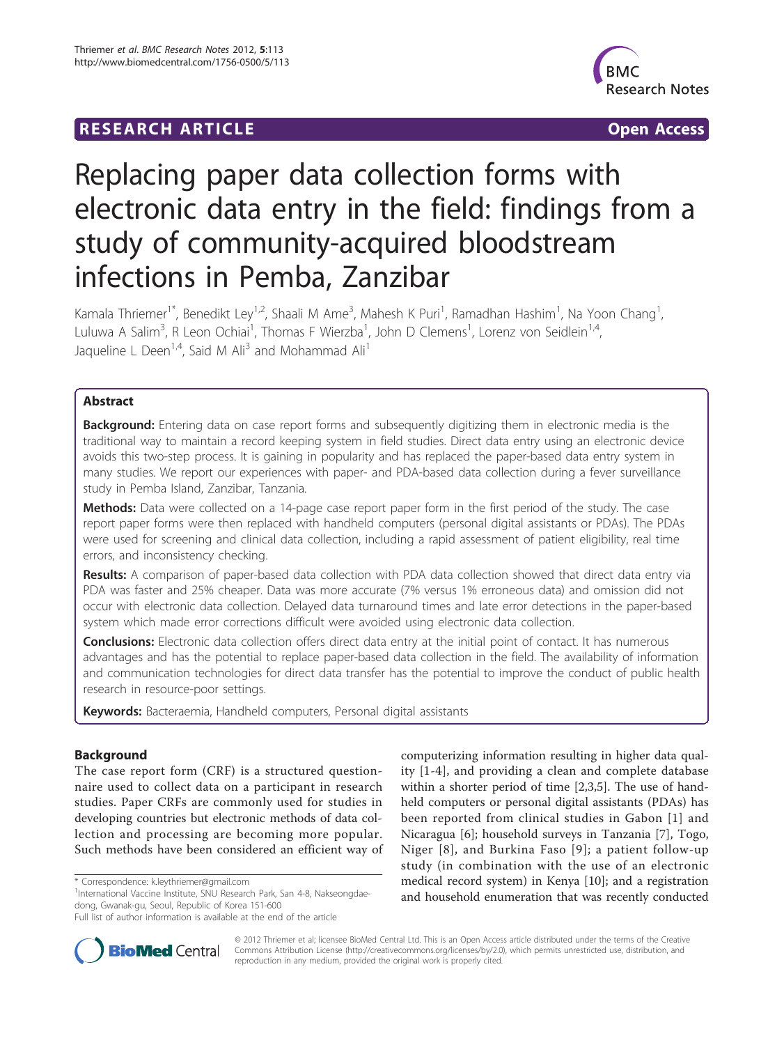**RESEARCH ARTICLE** **Open Access**

# Replacing paper data collection forms with electronic data entry in the field: findings from a study of community-acquired bloodstream infections in Pemba, Zanzibar

Kamala Thriemer[1*], Benedikt Ley[1,2], Shaali M Ame[3], Mahesh K Puri[1], Ramadhan Hashim[1], Na Yoon Chang[1], Luluwa A Salim[3], R Leon Ochiai[1], Thomas F Wierzba[1], John D Clemens[1], Lorenz von Seidlein[1,4], Jaqueline L Deen[1,4], Said M Ali[3] and Mohammad Ali[1]

## Abstract

**Background:** Entering data on case report forms and subsequently digitizing them in electronic media is the traditional way to maintain a record keeping system in field studies. Direct data entry using an electronic device avoids this two-step process. It is gaining in popularity and has replaced the paper-based data entry system in many studies. We report our experiences with paper- and PDA-based data collection during a fever surveillance study in Pemba Island, Zanzibar, Tanzania.

**Methods:** Data were collected on a 14-page case report paper form in the first period of the study. The case report paper forms were then replaced with handheld computers (personal digital assistants or PDAs). The PDAs were used for screening and clinical data collection, including a rapid assessment of patient eligibility, real time errors, and inconsistency checking.

**Results:** A comparison of paper-based data collection with PDA data collection showed that direct data entry via PDA was faster and 25% cheaper. Data was more accurate (7% versus 1% erroneous data) and omission did not occur with electronic data collection. Delayed data turnaround times and late error detections in the paper-based system which made error corrections difficult were avoided using electronic data collection.

**Conclusions:** Electronic data collection offers direct data entry at the initial point of contact. It has numerous advantages and has the potential to replace paper-based data collection in the field. The availability of information and communication technologies for direct data transfer has the potential to improve the conduct of public health research in resource-poor settings.

**Keywords:** Bacteraemia, Handheld computers, Personal digital assistants

## Background

The case report form (CRF) is a structured questionnaire used to collect data on a participant in research studies. Paper CRFs are commonly used for studies in developing countries but electronic methods of data collection and processing are becoming more popular. Such methods have been considered an efficient way of computerizing information resulting in higher data quality [1-4], and providing a clean and complete database within a shorter period of time [2,3,5]. The use of handheld computers or personal digital assistants (PDAs) has been reported from clinical studies in Gabon [1] and Nicaragua [6]; household surveys in Tanzania [7], Togo, Niger [8], and Burkina Faso [9]; a patient follow-up study (in combination with the use of an electronic medical record system) in Kenya [10]; and a registration and household enumeration that was recently conducted

\* Correspondence: k.leythriemer@gmail.com
[1]International Vaccine Institute, SNU Research Park, San 4-8, Nakseongdae-dong, Gwanak-gu, Seoul, Republic of Korea 151-600
Full list of author information is available at the end of the article

© 2012 Thriemer et al; licensee BioMed Central Ltd. This is an Open Access article distributed under the terms of the Creative Commons Attribution License (http://creativecommons.org/licenses/by/2.0), which permits unrestricted use, distribution, and reproduction in any medium, provided the original work is properly cited.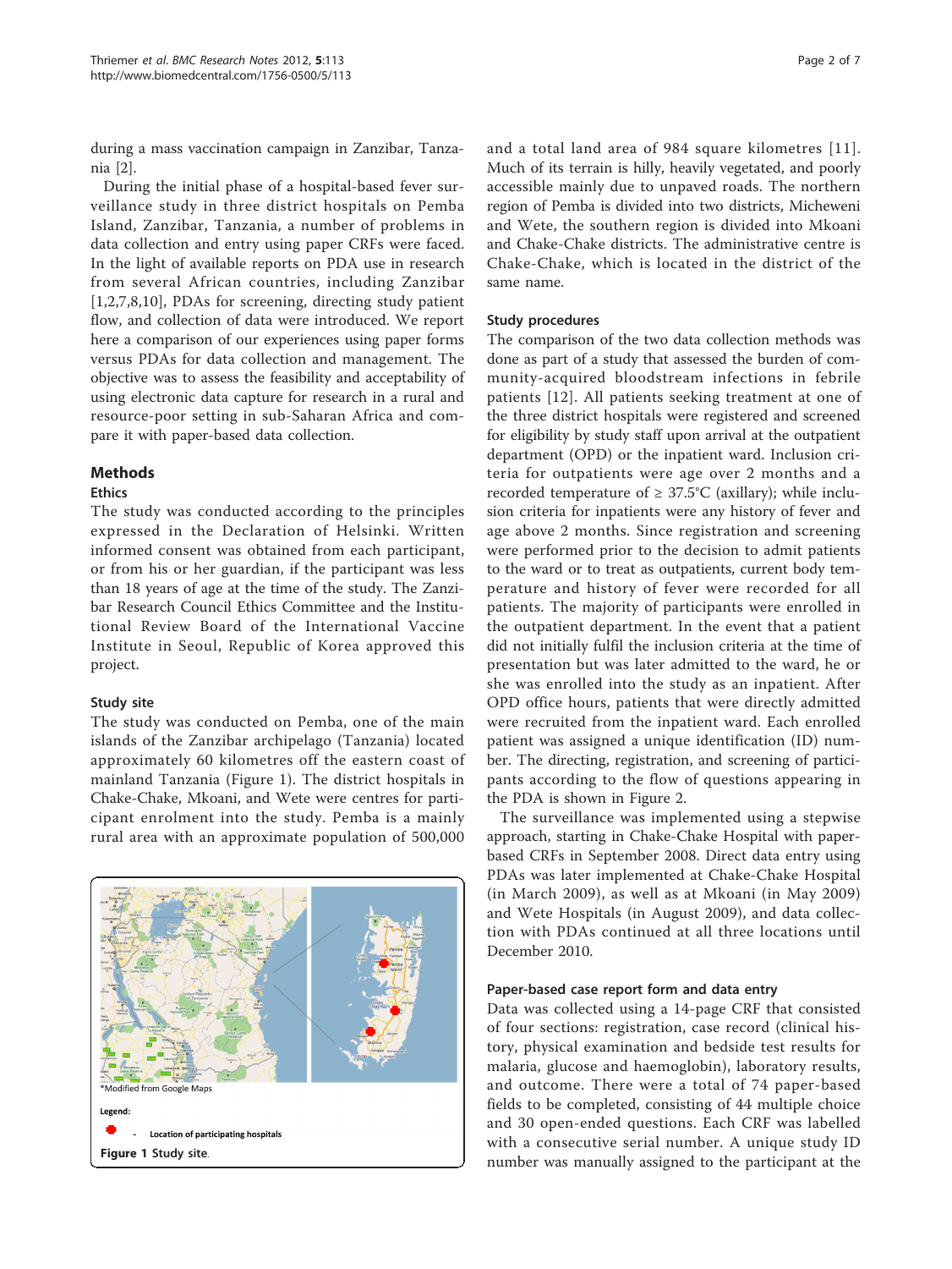during a mass vaccination campaign in Zanzibar, Tanzania [2].

During the initial phase of a hospital-based fever surveillance study in three district hospitals on Pemba Island, Zanzibar, Tanzania, a number of problems in data collection and entry using paper CRFs were faced. In the light of available reports on PDA use in research from several African countries, including Zanzibar [1,2,7,8,10], PDAs for screening, directing study patient flow, and collection of data were introduced. We report here a comparison of our experiences using paper forms versus PDAs for data collection and management. The objective was to assess the feasibility and acceptability of using electronic data capture for research in a rural and resource-poor setting in sub-Saharan Africa and compare it with paper-based data collection.

## Methods

### Ethics

The study was conducted according to the principles expressed in the Declaration of Helsinki. Written informed consent was obtained from each participant, or from his or her guardian, if the participant was less than 18 years of age at the time of the study. The Zanzibar Research Council Ethics Committee and the Institutional Review Board of the International Vaccine Institute in Seoul, Republic of Korea approved this project.

### Study site

The study was conducted on Pemba, one of the main islands of the Zanzibar archipelago (Tanzania) located approximately 60 kilometres off the eastern coast of mainland Tanzania (Figure 1). The district hospitals in Chake-Chake, Mkoani, and Wete were centres for participant enrolment into the study. Pemba is a mainly rural area with an approximate population of 500,000 and a total land area of 984 square kilometres [11]. Much of its terrain is hilly, heavily vegetated, and poorly accessible mainly due to unpaved roads. The northern region of Pemba is divided into two districts, Micheweni and Wete, the southern region is divided into Mkoani and Chake-Chake districts. The administrative centre is Chake-Chake, which is located in the district of the same name.

*Modified from Google Maps

Legend:

- Location of participating hospitals

**Figure 1** Study site.

### Study procedures

The comparison of the two data collection methods was done as part of a study that assessed the burden of community-acquired bloodstream infections in febrile patients [12]. All patients seeking treatment at one of the three district hospitals were registered and screened for eligibility by study staff upon arrival at the outpatient department (OPD) or the inpatient ward. Inclusion criteria for outpatients were age over 2 months and a recorded temperature of ≥ 37.5°C (axillary); while inclusion criteria for inpatients were any history of fever and age above 2 months. Since registration and screening were performed prior to the decision to admit patients to the ward or to treat as outpatients, current body temperature and history of fever were recorded for all patients. The majority of participants were enrolled in the outpatient department. In the event that a patient did not initially fulfil the inclusion criteria at the time of presentation but was later admitted to the ward, he or she was enrolled into the study as an inpatient. After OPD office hours, patients that were directly admitted were recruited from the inpatient ward. Each enrolled patient was assigned a unique identification (ID) number. The directing, registration, and screening of participants according to the flow of questions appearing in the PDA is shown in Figure 2.

The surveillance was implemented using a stepwise approach, starting in Chake-Chake Hospital with paper-based CRFs in September 2008. Direct data entry using PDAs was later implemented at Chake-Chake Hospital (in March 2009), as well as at Mkoani (in May 2009) and Wete Hospitals (in August 2009), and data collection with PDAs continued at all three locations until December 2010.

### Paper-based case report form and data entry

Data was collected using a 14-page CRF that consisted of four sections: registration, case record (clinical history, physical examination and bedside test results for malaria, glucose and haemoglobin), laboratory results, and outcome. There were a total of 74 paper-based fields to be completed, consisting of 44 multiple choice and 30 open-ended questions. Each CRF was labelled with a consecutive serial number. A unique study ID number was manually assigned to the participant at the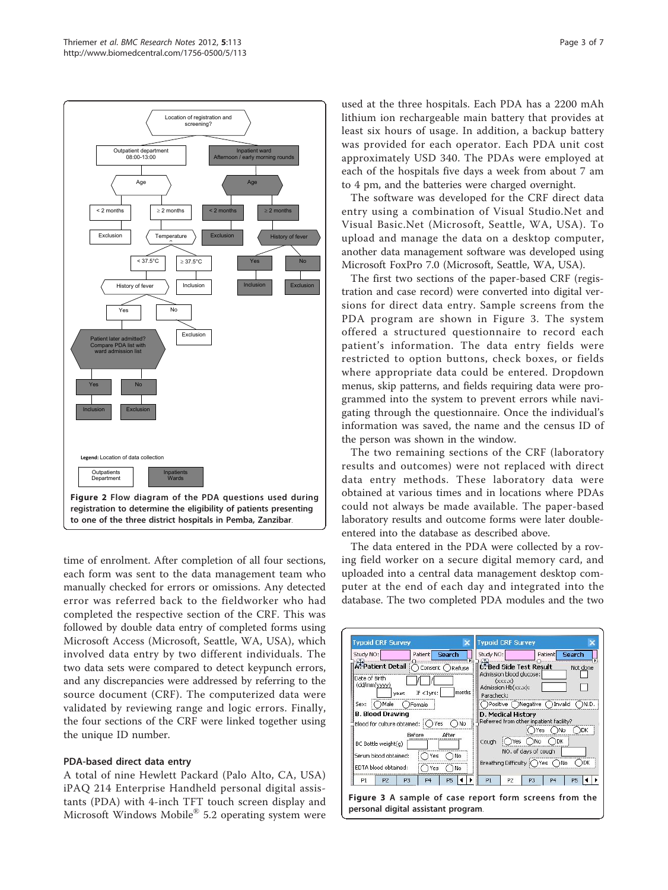Figure 2 Flow diagram of the PDA questions used during registration to determine the eligibility of patients presenting to one of the three district hospitals in Pemba, Zanzibar.

time of enrolment. After completion of all four sections, each form was sent to the data management team who manually checked for errors or omissions. Any detected error was referred back to the fieldworker who had completed the respective section of the CRF. This was followed by double data entry of completed forms using Microsoft Access (Microsoft, Seattle, WA, USA), which involved data entry by two different individuals. The two data sets were compared to detect keypunch errors, and any discrepancies were addressed by referring to the source document (CRF). The computerized data were validated by reviewing range and logic errors. Finally, the four sections of the CRF were linked together using the unique ID number.

### PDA-based direct data entry

A total of nine Hewlett Packard (Palo Alto, CA, USA) iPAQ 214 Enterprise Handheld personal digital assistants (PDA) with 4-inch TFT touch screen display and Microsoft Windows Mobile® 5.2 operating system were used at the three hospitals. Each PDA has a 2200 mAh lithium ion rechargeable main battery that provides at least six hours of usage. In addition, a backup battery was provided for each operator. Each PDA unit cost approximately USD 340. The PDAs were employed at each of the hospitals five days a week from about 7 am to 4 pm, and the batteries were charged overnight.

The software was developed for the CRF direct data entry using a combination of Visual Studio.Net and Visual Basic.Net (Microsoft, Seattle, WA, USA). To upload and manage the data on a desktop computer, another data management software was developed using Microsoft FoxPro 7.0 (Microsoft, Seattle, WA, USA).

The first two sections of the paper-based CRF (registration and case record) were converted into digital versions for direct data entry. Sample screens from the PDA program are shown in Figure 3. The system offered a structured questionnaire to record each patient's information. The data entry fields were restricted to option buttons, check boxes, or fields where appropriate data could be entered. Dropdown menus, skip patterns, and fields requiring data were programmed into the system to prevent errors while navigating through the questionnaire. Once the individual's information was saved, the name and the census ID of the person was shown in the window.

The two remaining sections of the CRF (laboratory results and outcomes) were not replaced with direct data entry methods. These laboratory data were obtained at various times and in locations where PDAs could not always be made available. The paper-based laboratory results and outcome forms were later double-entered into the database as described above.

The data entered in the PDA were collected by a roving field worker on a secure digital memory card, and uploaded into a central data management desktop computer at the end of each day and integrated into the database. The two completed PDA modules and the two

Figure 3 A sample of case report form screens from the personal digital assistant program.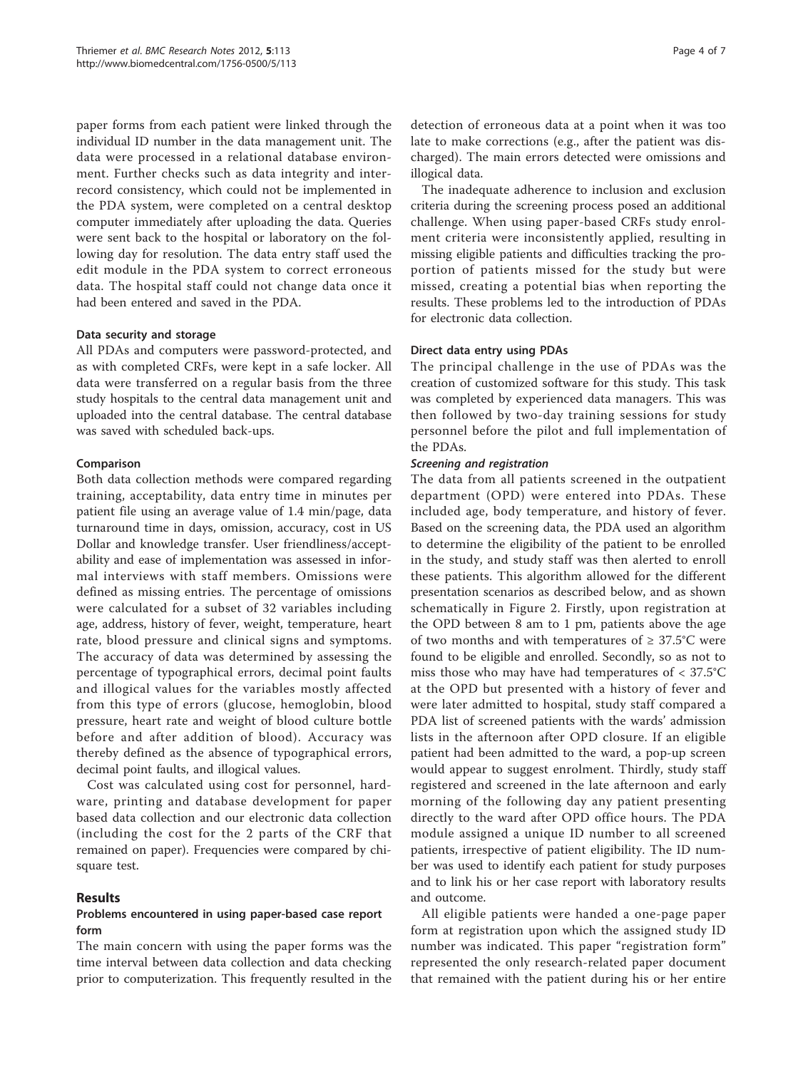paper forms from each patient were linked through the individual ID number in the data management unit. The data were processed in a relational database environment. Further checks such as data integrity and inter-record consistency, which could not be implemented in the PDA system, were completed on a central desktop computer immediately after uploading the data. Queries were sent back to the hospital or laboratory on the following day for resolution. The data entry staff used the edit module in the PDA system to correct erroneous data. The hospital staff could not change data once it had been entered and saved in the PDA.

#### Data security and storage

All PDAs and computers were password-protected, and as with completed CRFs, were kept in a safe locker. All data were transferred on a regular basis from the three study hospitals to the central data management unit and uploaded into the central database. The central database was saved with scheduled back-ups.

#### Comparison

Both data collection methods were compared regarding training, acceptability, data entry time in minutes per patient file using an average value of 1.4 min/page, data turnaround time in days, omission, accuracy, cost in US Dollar and knowledge transfer. User friendliness/acceptability and ease of implementation was assessed in informal interviews with staff members. Omissions were defined as missing entries. The percentage of omissions were calculated for a subset of 32 variables including age, address, history of fever, weight, temperature, heart rate, blood pressure and clinical signs and symptoms. The accuracy of data was determined by assessing the percentage of typographical errors, decimal point faults and illogical values for the variables mostly affected from this type of errors (glucose, hemoglobin, blood pressure, heart rate and weight of blood culture bottle before and after addition of blood). Accuracy was thereby defined as the absence of typographical errors, decimal point faults, and illogical values.

Cost was calculated using cost for personnel, hardware, printing and database development for paper based data collection and our electronic data collection (including the cost for the 2 parts of the CRF that remained on paper). Frequencies were compared by chi-square test.

## Results

### Problems encountered in using paper-based case report form

The main concern with using the paper forms was the time interval between data collection and data checking prior to computerization. This frequently resulted in the detection of erroneous data at a point when it was too late to make corrections (e.g., after the patient was discharged). The main errors detected were omissions and illogical data.

The inadequate adherence to inclusion and exclusion criteria during the screening process posed an additional challenge. When using paper-based CRFs study enrolment criteria were inconsistently applied, resulting in missing eligible patients and difficulties tracking the proportion of patients missed for the study but were missed, creating a potential bias when reporting the results. These problems led to the introduction of PDAs for electronic data collection.

### Direct data entry using PDAs

The principal challenge in the use of PDAs was the creation of customized software for this study. This task was completed by experienced data managers. This was then followed by two-day training sessions for study personnel before the pilot and full implementation of the PDAs.

#### *Screening and registration*

The data from all patients screened in the outpatient department (OPD) were entered into PDAs. These included age, body temperature, and history of fever. Based on the screening data, the PDA used an algorithm to determine the eligibility of the patient to be enrolled in the study, and study staff was then alerted to enroll these patients. This algorithm allowed for the different presentation scenarios as described below, and as shown schematically in Figure 2. Firstly, upon registration at the OPD between 8 am to 1 pm, patients above the age of two months and with temperatures of ≥ 37.5°C were found to be eligible and enrolled. Secondly, so as not to miss those who may have had temperatures of < 37.5°C at the OPD but presented with a history of fever and were later admitted to hospital, study staff compared a PDA list of screened patients with the wards' admission lists in the afternoon after OPD closure. If an eligible patient had been admitted to the ward, a pop-up screen would appear to suggest enrolment. Thirdly, study staff registered and screened in the late afternoon and early morning of the following day any patient presenting directly to the ward after OPD office hours. The PDA module assigned a unique ID number to all screened patients, irrespective of patient eligibility. The ID number was used to identify each patient for study purposes and to link his or her case report with laboratory results and outcome.

All eligible patients were handed a one-page paper form at registration upon which the assigned study ID number was indicated. This paper "registration form" represented the only research-related paper document that remained with the patient during his or her entire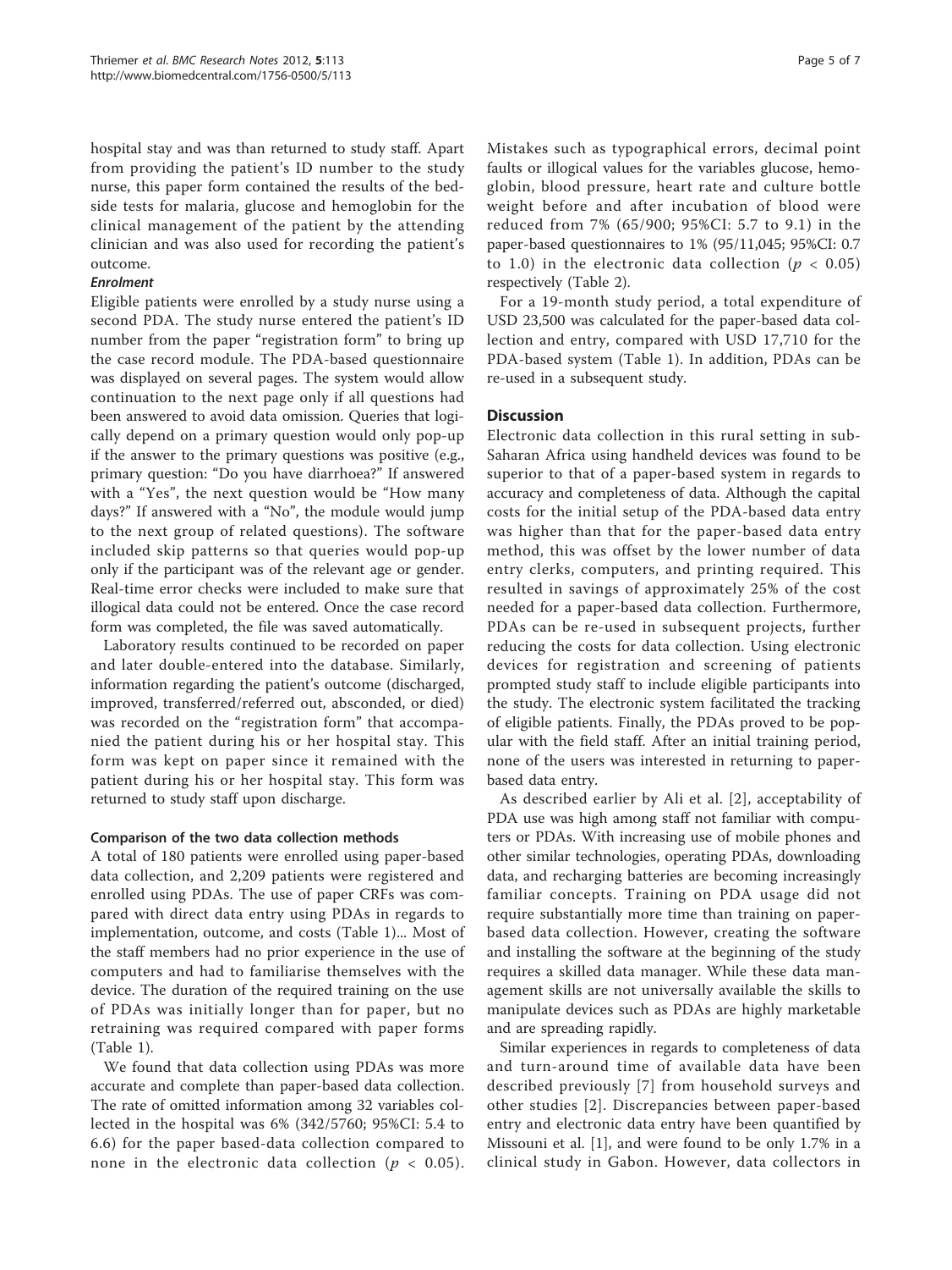hospital stay and was than returned to study staff. Apart from providing the patient's ID number to the study nurse, this paper form contained the results of the bedside tests for malaria, glucose and hemoglobin for the clinical management of the patient by the attending clinician and was also used for recording the patient's outcome.

#### *Enrolment*

Eligible patients were enrolled by a study nurse using a second PDA. The study nurse entered the patient's ID number from the paper "registration form" to bring up the case record module. The PDA-based questionnaire was displayed on several pages. The system would allow continuation to the next page only if all questions had been answered to avoid data omission. Queries that logically depend on a primary question would only pop-up if the answer to the primary questions was positive (e.g., primary question: "Do you have diarrhoea?" If answered with a "Yes", the next question would be "How many days?" If answered with a "No", the module would jump to the next group of related questions). The software included skip patterns so that queries would pop-up only if the participant was of the relevant age or gender. Real-time error checks were included to make sure that illogical data could not be entered. Once the case record form was completed, the file was saved automatically.

Laboratory results continued to be recorded on paper and later double-entered into the database. Similarly, information regarding the patient's outcome (discharged, improved, transferred/referred out, absconded, or died) was recorded on the "registration form" that accompanied the patient during his or her hospital stay. This form was kept on paper since it remained with the patient during his or her hospital stay. This form was returned to study staff upon discharge.

### Comparison of the two data collection methods

A total of 180 patients were enrolled using paper-based data collection, and 2,209 patients were registered and enrolled using PDAs. The use of paper CRFs was compared with direct data entry using PDAs in regards to implementation, outcome, and costs (Table 1)... Most of the staff members had no prior experience in the use of computers and had to familiarise themselves with the device. The duration of the required training on the use of PDAs was initially longer than for paper, but no retraining was required compared with paper forms (Table 1).

We found that data collection using PDAs was more accurate and complete than paper-based data collection. The rate of omitted information among 32 variables collected in the hospital was 6% (342/5760; 95%CI: 5.4 to 6.6) for the paper based-data collection compared to none in the electronic data collection ($p < 0.05$). Mistakes such as typographical errors, decimal point faults or illogical values for the variables glucose, hemoglobin, blood pressure, heart rate and culture bottle weight before and after incubation of blood were reduced from 7% (65/900; 95%CI: 5.7 to 9.1) in the paper-based questionnaires to 1% (95/11,045; 95%CI: 0.7 to 1.0) in the electronic data collection ($p < 0.05$) respectively (Table 2).

For a 19-month study period, a total expenditure of USD 23,500 was calculated for the paper-based data collection and entry, compared with USD 17,710 for the PDA-based system (Table 1). In addition, PDAs can be re-used in a subsequent study.

## Discussion

Electronic data collection in this rural setting in sub-Saharan Africa using handheld devices was found to be superior to that of a paper-based system in regards to accuracy and completeness of data. Although the capital costs for the initial setup of the PDA-based data entry was higher than that for the paper-based data entry method, this was offset by the lower number of data entry clerks, computers, and printing required. This resulted in savings of approximately 25% of the cost needed for a paper-based data collection. Furthermore, PDAs can be re-used in subsequent projects, further reducing the costs for data collection. Using electronic devices for registration and screening of patients prompted study staff to include eligible participants into the study. The electronic system facilitated the tracking of eligible patients. Finally, the PDAs proved to be popular with the field staff. After an initial training period, none of the users was interested in returning to paper-based data entry.

As described earlier by Ali et al. [2], acceptability of PDA use was high among staff not familiar with computers or PDAs. With increasing use of mobile phones and other similar technologies, operating PDAs, downloading data, and recharging batteries are becoming increasingly familiar concepts. Training on PDA usage did not require substantially more time than training on paper-based data collection. However, creating the software and installing the software at the beginning of the study requires a skilled data manager. While these data management skills are not universally available the skills to manipulate devices such as PDAs are highly marketable and are spreading rapidly.

Similar experiences in regards to completeness of data and turn-around time of available data have been described previously [7] from household surveys and other studies [2]. Discrepancies between paper-based entry and electronic data entry have been quantified by Missouni et al. [1], and were found to be only 1.7% in a clinical study in Gabon. However, data collectors in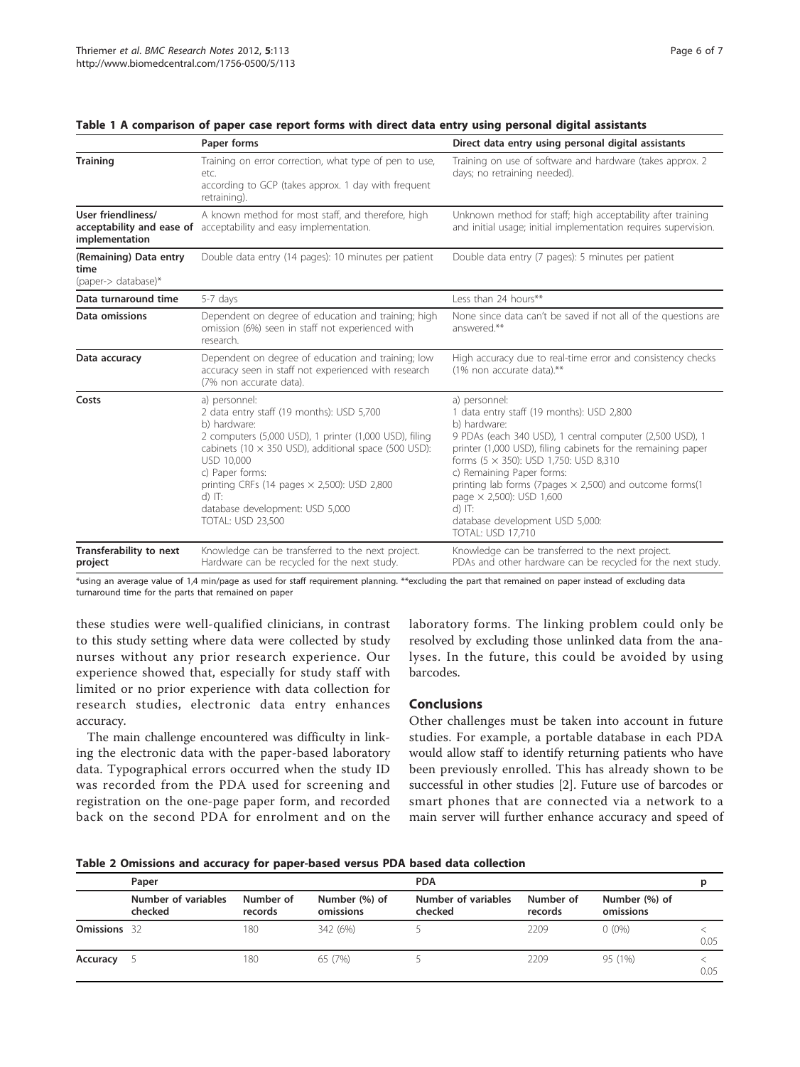**Table 1 A comparison of paper case report forms with direct data entry using personal digital assistants**

| | Paper forms | Direct data entry using personal digital assistants |
|---|---|---|
| **Training** | Training on error correction, what type of pen to use, etc. according to GCP (takes approx. 1 day with frequent retraining). | Training on use of software and hardware (takes approx. 2 days; no retraining needed). |
| **User friendliness/ acceptability and ease of implementation** | A known method for most staff, and therefore, high acceptability and easy implementation. | Unknown method for staff; high acceptability after training and initial usage; initial implementation requires supervision. |
| **(Remaining) Data entry time** (paper-> database)* | Double data entry (14 pages): 10 minutes per patient | Double data entry (7 pages): 5 minutes per patient |
| **Data turnaround time** | 5-7 days | Less than 24 hours** |
| **Data omissions** | Dependent on degree of education and training; high omission (6%) seen in staff not experienced with research. | None since data can't be saved if not all of the questions are answered.** |
| **Data accuracy** | Dependent on degree of education and training; low accuracy seen in staff not experienced with research (7% non accurate data). | High accuracy due to real-time error and consistency checks (1% non accurate data).** |
| **Costs** | a) personnel: 2 data entry staff (19 months): USD 5,700 b) hardware: 2 computers (5,000 USD), 1 printer (1,000 USD), filing cabinets (10 × 350 USD), additional space (500 USD): USD 10,000 c) Paper forms: printing CRFs (14 pages × 2,500): USD 2,800 d) IT: database development: USD 5,000 TOTAL: USD 23,500 | a) personnel: 1 data entry staff (19 months): USD 2,800 b) hardware: 9 PDAs (each 340 USD), 1 central computer (2,500 USD), 1 printer (1,000 USD), filing cabinets for the remaining paper forms (5 × 350): USD 1,750: USD 8,310 c) Remaining Paper forms: printing lab forms (7pages × 2,500) and outcome forms(1 page × 2,500): USD 1,600 d) IT: database development USD 5,000: TOTAL: USD 17,710 |
| **Transferability to next project** | Knowledge can be transferred to the next project. Hardware can be recycled for the next study. | Knowledge can be transferred to the next project. PDAs and other hardware can be recycled for the next study. |

*using an average value of 1,4 min/page as used for staff requirement planning. **excluding the part that remained on paper instead of excluding data turnaround time for the parts that remained on paper

these studies were well-qualified clinicians, in contrast to this study setting where data were collected by study nurses without any prior research experience. Our experience showed that, especially for study staff with limited or no prior experience with data collection for research studies, electronic data entry enhances accuracy.

The main challenge encountered was difficulty in linking the electronic data with the paper-based laboratory data. Typographical errors occurred when the study ID was recorded from the PDA used for screening and registration on the one-page paper form, and recorded back on the second PDA for enrolment and on the laboratory forms. The linking problem could only be resolved by excluding those unlinked data from the analyses. In the future, this could be avoided by using barcodes.

## Conclusions

Other challenges must be taken into account in future studies. For example, a portable database in each PDA would allow staff to identify returning patients who have been previously enrolled. This has already shown to be successful in other studies [2]. Future use of barcodes or smart phones that are connected via a network to a main server will further enhance accuracy and speed of

**Table 2 Omissions and accuracy for paper-based versus PDA based data collection**

| | Paper | | | PDA | | | p |
|---|---|---|---|---|---|---|---|
| | Number of variables checked | Number of records | Number (%) of omissions | Number of variables checked | Number of records | Number (%) of omissions | |
| **Omissions** | 32 | 180 | 342 (6%) | 5 | 2209 | 0 (0%) | < 0.05 |
| **Accuracy** | 5 | 180 | 65 (7%) | 5 | 2209 | 95 (1%) | < 0.05 |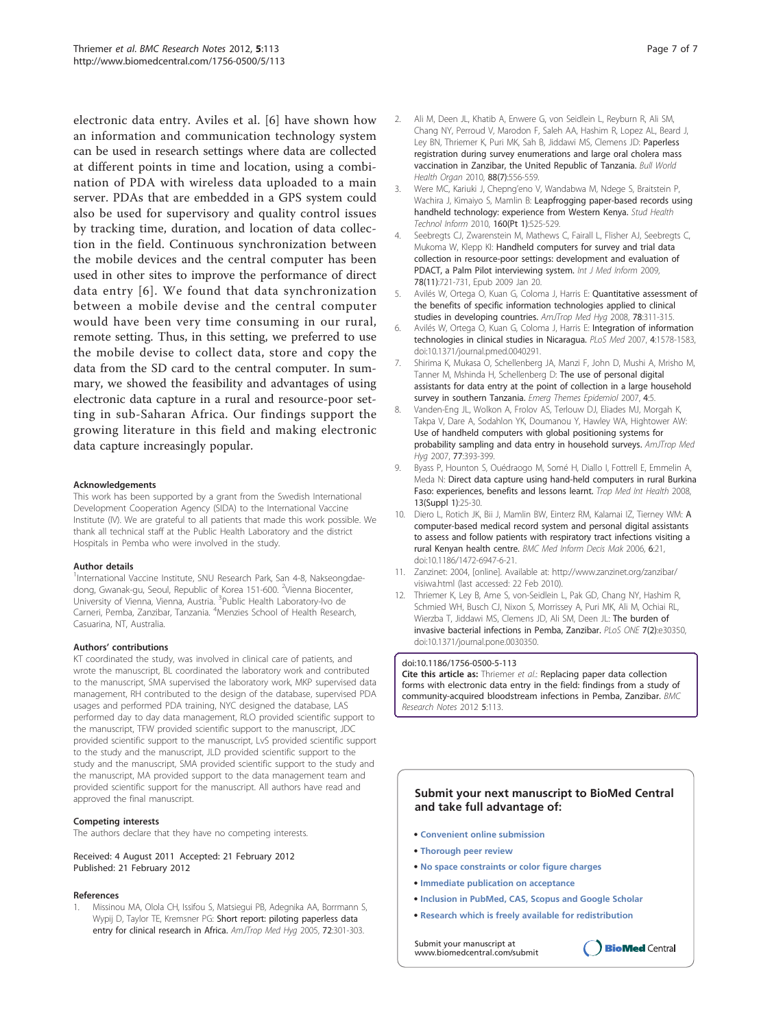electronic data entry. Aviles et al. [6] have shown how an information and communication technology system can be used in research settings where data are collected at different points in time and location, using a combination of PDA with wireless data uploaded to a main server. PDAs that are embedded in a GPS system could also be used for supervisory and quality control issues by tracking time, duration, and location of data collection in the field. Continuous synchronization between the mobile devices and the central computer has been used in other sites to improve the performance of direct data entry [6]. We found that data synchronization between a mobile devise and the central computer would have been very time consuming in our rural, remote setting. Thus, in this setting, we preferred to use the mobile devise to collect data, store and copy the data from the SD card to the central computer. In summary, we showed the feasibility and advantages of using electronic data capture in a rural and resource-poor setting in sub-Saharan Africa. Our findings support the growing literature in this field and making electronic data capture increasingly popular.

#### Acknowledgements

This work has been supported by a grant from the Swedish International Development Cooperation Agency (SIDA) to the International Vaccine Institute (IV). We are grateful to all patients that made this work possible. We thank all technical staff at the Public Health Laboratory and the district Hospitals in Pemba who were involved in the study.

#### Author details

[1]International Vaccine Institute, SNU Research Park, San 4-8, Nakseongdae-dong, Gwanak-gu, Seoul, Republic of Korea 151-600. [2]Vienna Biocenter, University of Vienna, Vienna, Austria. [3]Public Health Laboratory-Ivo de Carneri, Pemba, Zanzibar, Tanzania. [4]Menzies School of Health Research, Casuarina, NT, Australia.

#### Authors' contributions

KT coordinated the study, was involved in clinical care of patients, and wrote the manuscript, BL coordinated the laboratory work and contributed to the manuscript, SMA supervised the laboratory work, MKP supervised data management, RH contributed to the design of the database, supervised PDA usages and performed PDA training, NYC designed the database, LAS performed day to day data management, RLO provided scientific support to the manuscript, TFW provided scientific support to the manuscript, JDC provided scientific support to the manuscript, LvS provided scientific support to the study and the manuscript, JLD provided scientific support to the study and the manuscript, SMA provided scientific support to the study and the manuscript, MA provided support to the data management team and provided scientific support for the manuscript. All authors have read and approved the final manuscript.

#### Competing interests

The authors declare that they have no competing interests.

Received: 4 August 2011 Accepted: 21 February 2012
Published: 21 February 2012

#### References

1. Missinou MA, Olola CH, Issifou S, Matsiegui PB, Adegnika AA, Borrmann S, Wypij D, Taylor TE, Kremsner PG: **Short report: piloting paperless data entry for clinical research in Africa.** *AmJTrop Med Hyg* 2005, **72**:301-303.
2. Ali M, Deen JL, Khatib A, Enwere G, von Seidlein L, Reyburn R, Ali SM, Chang NY, Perroud V, Marodon F, Saleh AA, Hashim R, Lopez AL, Beard J, Ley BN, Thriemer K, Puri MK, Sah B, Jiddawi MS, Clemens JD: **Paperless registration during survey enumerations and large oral cholera mass vaccination in Zanzibar, the United Republic of Tanzania.** *Bull World Health Organ* 2010, **88(7)**:556-559.
3. Were MC, Kariuki J, Chepng'eno V, Wandabwa M, Ndege S, Braitstein P, Wachira J, Kimaiyo S, Mamlin B: **Leapfrogging paper-based records using handheld technology: experience from Western Kenya.** *Stud Health Technol Inform* 2010, **160(Pt 1)**:525-529.
4. Seebregts CJ, Zwarenstein M, Mathews C, Fairall L, Flisher AJ, Seebregts C, Mukoma W, Klepp KI: **Handheld computers for survey and trial data collection in resource-poor settings: development and evaluation of PDACT, a Palm Pilot interviewing system.** *Int J Med Inform* 2009, **78(11)**:721-731, Epub 2009 Jan 20.
5. Avilés W, Ortega O, Kuan G, Coloma J, Harris E: **Quantitative assessment of the benefits of specific information technologies applied to clinical studies in developing countries.** *AmJTrop Med Hyg* 2008, **78**:311-315.
6. Avilés W, Ortega O, Kuan G, Coloma J, Harris E: **Integration of information technologies in clinical studies in Nicaragua.** *PLoS Med* 2007, **4**:1578-1583, doi:10.1371/journal.pmed.0040291.
7. Shirima K, Mukasa O, Schellenberg JA, Manzi F, John D, Mushi A, Mrisho M, Tanner M, Mshinda H, Schellenberg D: **The use of personal digital assistants for data entry at the point of collection in a large household survey in southern Tanzania.** *Emerg Themes Epidemiol* 2007, **4**:5.
8. Vanden-Eng JL, Wolkon A, Frolov AS, Terlouw DJ, Eliades MJ, Morgah K, Takpa V, Dare A, Sodahlon YK, Doumanou Y, Hawley WA, Hightower AW: **Use of handheld computers with global positioning systems for probability sampling and data entry in household surveys.** *AmJTrop Med Hyg* 2007, **77**:393-399.
9. Byass P, Hounton S, Ouédraogo M, Somé H, Diallo I, Fottrell E, Emmelin A, Meda N: **Direct data capture using hand-held computers in rural Burkina Faso: experiences, benefits and lessons learnt.** *Trop Med Int Health* 2008, **13(Suppl 1)**:25-30.
10. Diero L, Rotich JK, Bii J, Mamlin BW, Einterz RM, Kalamai IZ, Tierney WM: **A computer-based medical record system and personal digital assistants to assess and follow patients with respiratory tract infections visiting a rural Kenyan health centre.** *BMC Med Inform Decis Mak* 2006, **6**:21, doi:10.1186/1472-6947-6-21.
11. Zanzinet: 2004, [online]. Available at: http://www.zanzinet.org/zanzibar/visiwa.html (last accessed: 22 Feb 2010).
12. Thriemer K, Ley B, Ame S, von-Seidlein L, Pak GD, Chang NY, Hashim R, Schmied WH, Busch CJ, Nixon S, Morrissey A, Puri MK, Ali M, Ochiai RL, Wierzba T, Jiddawi MS, Clemens JD, Ali SM, Deen JL: **The burden of invasive bacterial infections in Pemba, Zanzibar.** *PLoS ONE* **7(2)**:e30350, doi:10.1371/journal.pone.0030350.

doi:10.1186/1756-0500-5-113
**Cite this article as:** Thriemer *et al.*: Replacing paper data collection forms with electronic data entry in the field: findings from a study of community-acquired bloodstream infections in Pemba, Zanzibar. *BMC Research Notes* 2012 **5**:113.

**Submit your next manuscript to BioMed Central and take full advantage of:**

- Convenient online submission
- Thorough peer review
- No space constraints or color figure charges
- Immediate publication on acceptance
- Inclusion in PubMed, CAS, Scopus and Google Scholar
- Research which is freely available for redistribution

Submit your manuscript at
www.biomedcentral.com/submit

BioMed Central